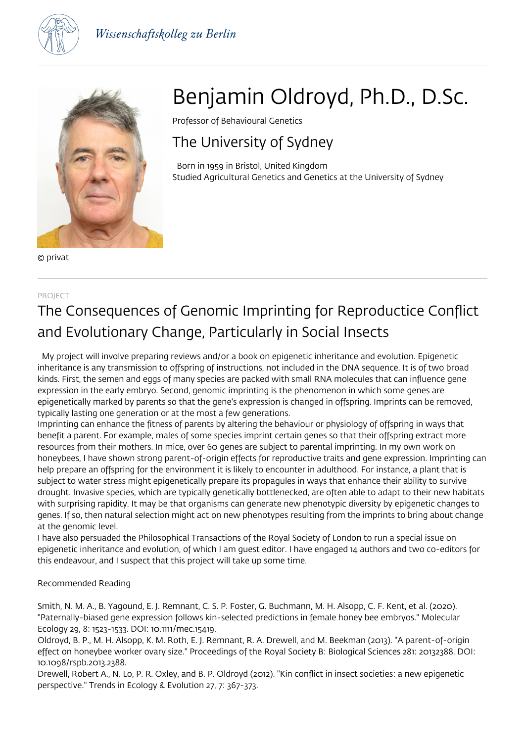Wissenschaftskolleg zu Berlin

# Benjamin Oldroyd, Ph.D., D.Sc.

Professor of Behavioural Genetics

## The University of Sydney

Born in 1959 in Bristol, United Kingdom
Studied Agricultural Genetics and Genetics at the University of Sydney

© privat

PROJECT

## The Consequences of Genomic Imprinting for Reproductive Conflict and Evolutionary Change, Particularly in Social Insects

My project will involve preparing reviews and/or a book on epigenetic inheritance and evolution. Epigenetic inheritance is any transmission to offspring of instructions, not included in the DNA sequence. It is of two broad kinds. First, the semen and eggs of many species are packed with small RNA molecules that can influence gene expression in the early embryo. Second, genomic imprinting is the phenomenon in which some genes are epigenetically marked by parents so that the gene's expression is changed in offspring. Imprints can be removed, typically lasting one generation or at the most a few generations.

Imprinting can enhance the fitness of parents by altering the behaviour or physiology of offspring in ways that benefit a parent. For example, males of some species imprint certain genes so that their offspring extract more resources from their mothers. In mice, over 60 genes are subject to parental imprinting. In my own work on honeybees, I have shown strong parent-of-origin effects for reproductive traits and gene expression. Imprinting can help prepare an offspring for the environment it is likely to encounter in adulthood. For instance, a plant that is subject to water stress might epigenetically prepare its propagules in ways that enhance their ability to survive drought. Invasive species, which are typically genetically bottlenecked, are often able to adapt to their new habitats with surprising rapidity. It may be that organisms can generate new phenotypic diversity by epigenetic changes to genes. If so, then natural selection might act on new phenotypes resulting from the imprints to bring about change at the genomic level.

I have also persuaded the Philosophical Transactions of the Royal Society of London to run a special issue on epigenetic inheritance and evolution, of which I am guest editor. I have engaged 14 authors and two co-editors for this endeavour, and I suspect that this project will take up some time.

Recommended Reading

Smith, N. M. A., B. Yagound, E. J. Remnant, C. S. P. Foster, G. Buchmann, M. H. Alsopp, C. F. Kent, et al. (2020). "Paternally-biased gene expression follows kin-selected predictions in female honey bee embryos." Molecular Ecology 29, 8: 1523-1533. DOI: 10.1111/mec.15419.

Oldroyd, B. P., M. H. Alsopp, K. M. Roth, E. J. Remnant, R. A. Drewell, and M. Beekman (2013). "A parent-of-origin effect on honeybee worker ovary size." Proceedings of the Royal Society B: Biological Sciences 281: 20132388. DOI: 10.1098/rspb.2013.2388.

Drewell, Robert A., N. Lo, P. R. Oxley, and B. P. Oldroyd (2012). "Kin conflict in insect societies: a new epigenetic perspective." Trends in Ecology & Evolution 27, 7: 367-373.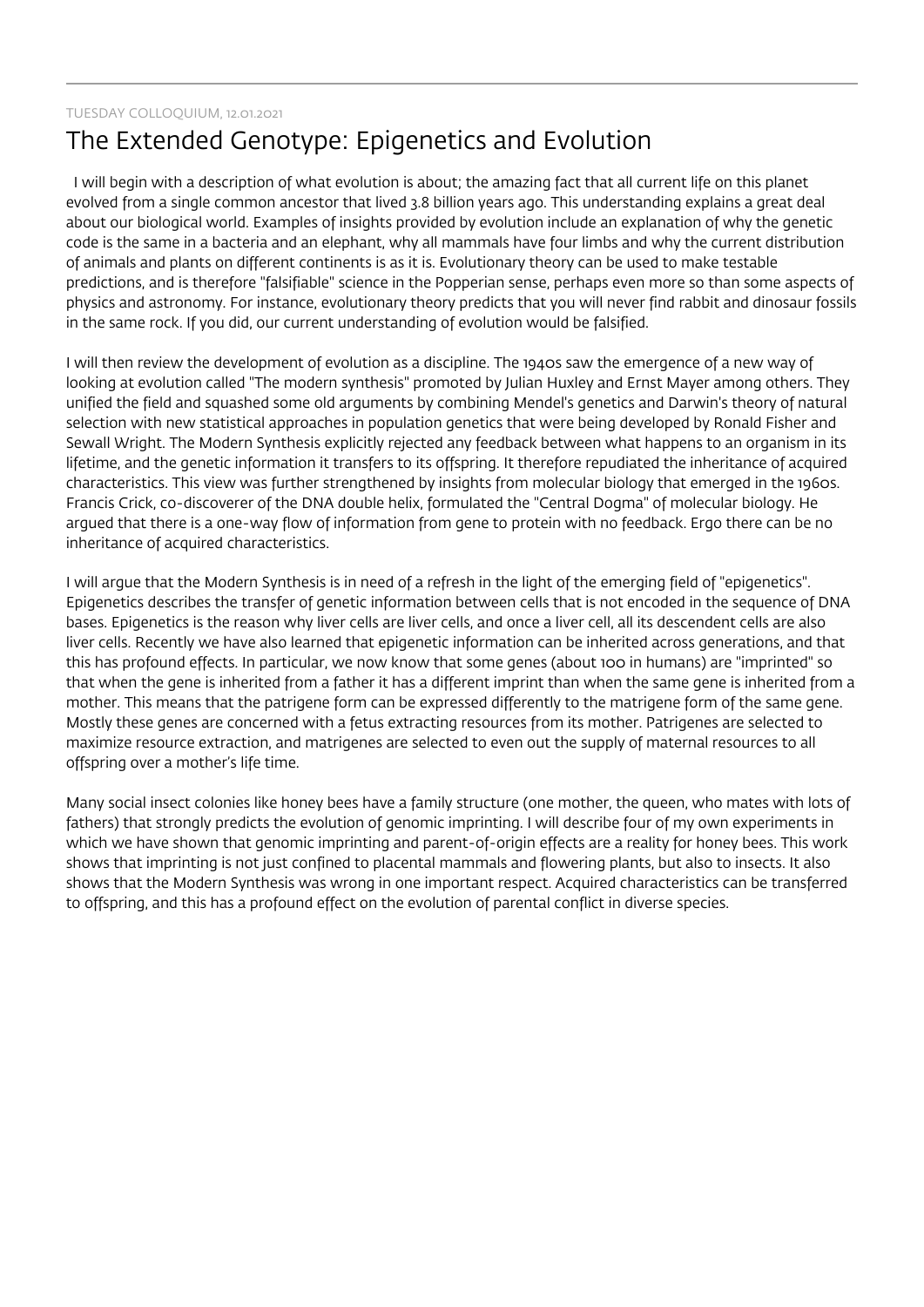TUESDAY COLLOQUIUM, 12.01.2021

# The Extended Genotype: Epigenetics and Evolution

I will begin with a description of what evolution is about; the amazing fact that all current life on this planet evolved from a single common ancestor that lived 3.8 billion years ago. This understanding explains a great deal about our biological world. Examples of insights provided by evolution include an explanation of why the genetic code is the same in a bacteria and an elephant, why all mammals have four limbs and why the current distribution of animals and plants on different continents is as it is. Evolutionary theory can be used to make testable predictions, and is therefore "falsifiable" science in the Popperian sense, perhaps even more so than some aspects of physics and astronomy. For instance, evolutionary theory predicts that you will never find rabbit and dinosaur fossils in the same rock. If you did, our current understanding of evolution would be falsified.

I will then review the development of evolution as a discipline. The 1940s saw the emergence of a new way of looking at evolution called "The modern synthesis" promoted by Julian Huxley and Ernst Mayer among others. They unified the field and squashed some old arguments by combining Mendel's genetics and Darwin's theory of natural selection with new statistical approaches in population genetics that were being developed by Ronald Fisher and Sewall Wright. The Modern Synthesis explicitly rejected any feedback between what happens to an organism in its lifetime, and the genetic information it transfers to its offspring. It therefore repudiated the inheritance of acquired characteristics. This view was further strengthened by insights from molecular biology that emerged in the 1960s. Francis Crick, co-discoverer of the DNA double helix, formulated the "Central Dogma" of molecular biology. He argued that there is a one-way flow of information from gene to protein with no feedback. Ergo there can be no inheritance of acquired characteristics.

I will argue that the Modern Synthesis is in need of a refresh in the light of the emerging field of "epigenetics". Epigenetics describes the transfer of genetic information between cells that is not encoded in the sequence of DNA bases. Epigenetics is the reason why liver cells are liver cells, and once a liver cell, all its descendent cells are also liver cells. Recently we have also learned that epigenetic information can be inherited across generations, and that this has profound effects. In particular, we now know that some genes (about 100 in humans) are "imprinted" so that when the gene is inherited from a father it has a different imprint than when the same gene is inherited from a mother. This means that the patrigene form can be expressed differently to the matrigene form of the same gene. Mostly these genes are concerned with a fetus extracting resources from its mother. Patrigenes are selected to maximize resource extraction, and matrigenes are selected to even out the supply of maternal resources to all offspring over a mother's life time.

Many social insect colonies like honey bees have a family structure (one mother, the queen, who mates with lots of fathers) that strongly predicts the evolution of genomic imprinting. I will describe four of my own experiments in which we have shown that genomic imprinting and parent-of-origin effects are a reality for honey bees. This work shows that imprinting is not just confined to placental mammals and flowering plants, but also to insects. It also shows that the Modern Synthesis was wrong in one important respect. Acquired characteristics can be transferred to offspring, and this has a profound effect on the evolution of parental conflict in diverse species.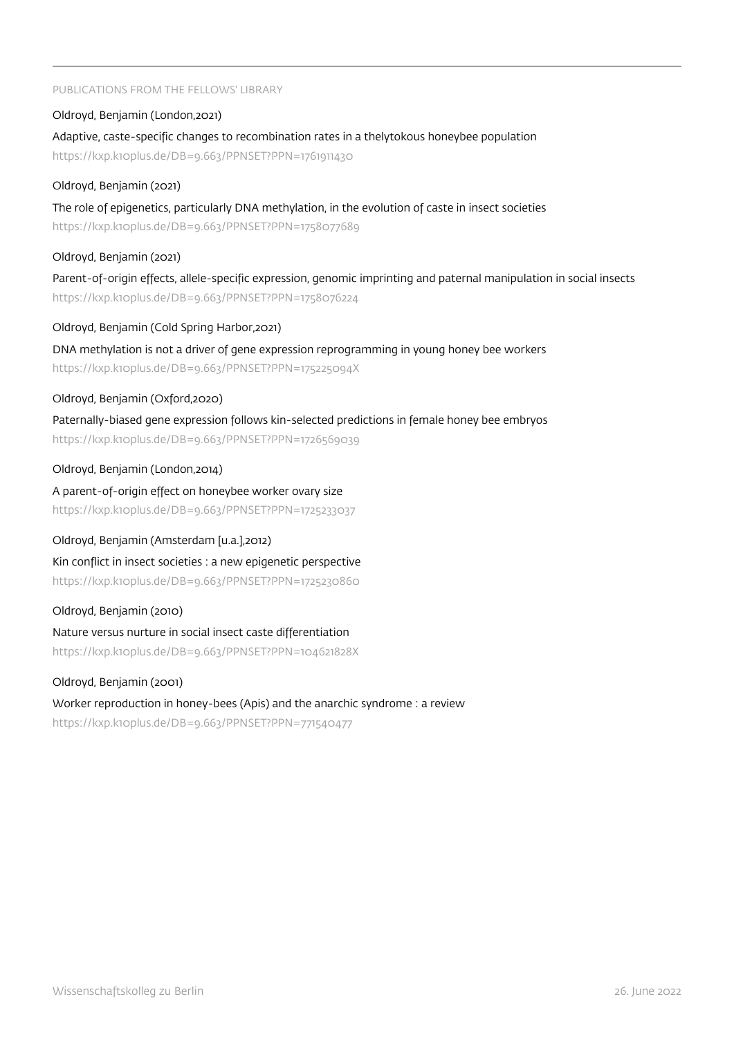PUBLICATIONS FROM THE FELLOWS' LIBRARY

Oldroyd, Benjamin (London,2021)

Adaptive, caste-specific changes to recombination rates in a thelytokous honeybee population

https://kxp.k10plus.de/DB=9.663/PPNSET?PPN=1761911430

Oldroyd, Benjamin (2021)

The role of epigenetics, particularly DNA methylation, in the evolution of caste in insect societies

https://kxp.k10plus.de/DB=9.663/PPNSET?PPN=1758077689

Oldroyd, Benjamin (2021)

Parent-of-origin effects, allele-specific expression, genomic imprinting and paternal manipulation in social insects

https://kxp.k10plus.de/DB=9.663/PPNSET?PPN=1758076224

Oldroyd, Benjamin (Cold Spring Harbor,2021)

DNA methylation is not a driver of gene expression reprogramming in young honey bee workers

https://kxp.k10plus.de/DB=9.663/PPNSET?PPN=175225094X

Oldroyd, Benjamin (Oxford,2020)

Paternally-biased gene expression follows kin-selected predictions in female honey bee embryos

https://kxp.k10plus.de/DB=9.663/PPNSET?PPN=1726569039

Oldroyd, Benjamin (London,2014)

A parent-of-origin effect on honeybee worker ovary size

https://kxp.k10plus.de/DB=9.663/PPNSET?PPN=1725233037

Oldroyd, Benjamin (Amsterdam [u.a.],2012)

Kin conflict in insect societies : a new epigenetic perspective

https://kxp.k10plus.de/DB=9.663/PPNSET?PPN=1725230860

Oldroyd, Benjamin (2010)

Nature versus nurture in social insect caste differentiation

https://kxp.k10plus.de/DB=9.663/PPNSET?PPN=104621828X

Oldroyd, Benjamin (2001)

Worker reproduction in honey-bees (Apis) and the anarchic syndrome : a review

https://kxp.k10plus.de/DB=9.663/PPNSET?PPN=771540477